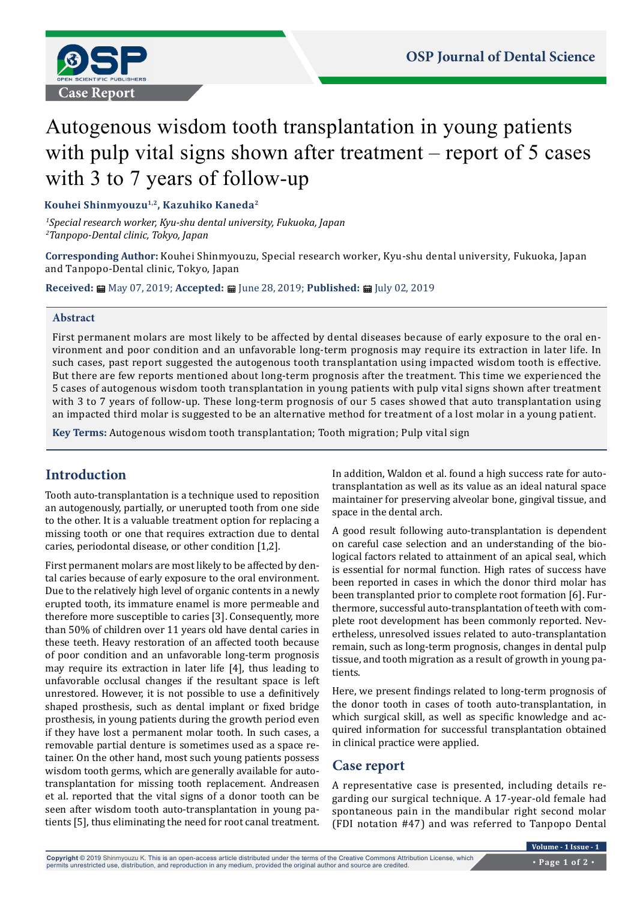Case Report

# Autogenous wisdom tooth transplantation in young patients with pulp vital signs shown after treatment – report of 5 cases with 3 to 7 years of follow-up

**Kouhei Shinmyouzu[1,2], Kazuhiko Kaneda[2]**

[1]*Special research worker, Kyu-shu dental university, Fukuoka, Japan*
[2]*Tanpopo-Dental clinic, Tokyo, Japan*

**Corresponding Author:** Kouhei Shinmyouzu, Special research worker, Kyu-shu dental university, Fukuoka, Japan and Tanpopo-Dental clinic, Tokyo, Japan

**Received:** May 07, 2019; **Accepted:** June 28, 2019; **Published:** July 02, 2019

## Abstract

First permanent molars are most likely to be affected by dental diseases because of early exposure to the oral environment and poor condition and an unfavorable long-term prognosis may require its extraction in later life. In such cases, past report suggested the autogenous tooth transplantation using impacted wisdom tooth is effective. But there are few reports mentioned about long-term prognosis after the treatment. This time we experienced the 5 cases of autogenous wisdom tooth transplantation in young patients with pulp vital signs shown after treatment with 3 to 7 years of follow-up. These long-term prognosis of our 5 cases showed that auto transplantation using an impacted third molar is suggested to be an alternative method for treatment of a lost molar in a young patient.

**Key Terms:** Autogenous wisdom tooth transplantation; Tooth migration; Pulp vital sign

## Introduction

Tooth auto-transplantation is a technique used to reposition an autogenously, partially, or unerupted tooth from one side to the other. It is a valuable treatment option for replacing a missing tooth or one that requires extraction due to dental caries, periodontal disease, or other condition [1,2].

First permanent molars are most likely to be affected by dental caries because of early exposure to the oral environment. Due to the relatively high level of organic contents in a newly erupted tooth, its immature enamel is more permeable and therefore more susceptible to caries [3]. Consequently, more than 50% of children over 11 years old have dental caries in these teeth. Heavy restoration of an affected tooth because of poor condition and an unfavorable long-term prognosis may require its extraction in later life [4], thus leading to unfavorable occlusal changes if the resultant space is left unrestored. However, it is not possible to use a definitively shaped prosthesis, such as dental implant or fixed bridge prosthesis, in young patients during the growth period even if they have lost a permanent molar tooth. In such cases, a removable partial denture is sometimes used as a space retainer. On the other hand, most such young patients possess wisdom tooth germs, which are generally available for auto-transplantation for missing tooth replacement. Andreasen et al. reported that the vital signs of a donor tooth can be seen after wisdom tooth auto-transplantation in young patients [5], thus eliminating the need for root canal treatment. In addition, Waldon et al. found a high success rate for auto-transplantation as well as its value as an ideal natural space maintainer for preserving alveolar bone, gingival tissue, and space in the dental arch.

A good result following auto-transplantation is dependent on careful case selection and an understanding of the biological factors related to attainment of an apical seal, which is essential for normal function. High rates of success have been reported in cases in which the donor third molar has been transplanted prior to complete root formation [6]. Furthermore, successful auto-transplantation of teeth with complete root development has been commonly reported. Nevertheless, unresolved issues related to auto-transplantation remain, such as long-term prognosis, changes in dental pulp tissue, and tooth migration as a result of growth in young patients.

Here, we present findings related to long-term prognosis of the donor tooth in cases of tooth auto-transplantation, in which surgical skill, as well as specific knowledge and acquired information for successful transplantation obtained in clinical practice were applied.

## Case report

A representative case is presented, including details regarding our surgical technique. A 17-year-old female had spontaneous pain in the mandibular right second molar (FDI notation #47) and was referred to Tanpopo Dental

Copyright © 2019 Shinmyouzu K. This is an open-access article distributed under the terms of the Creative Commons Attribution License, which permits unrestricted use, distribution, and reproduction in any medium, provided the original author and source are credited.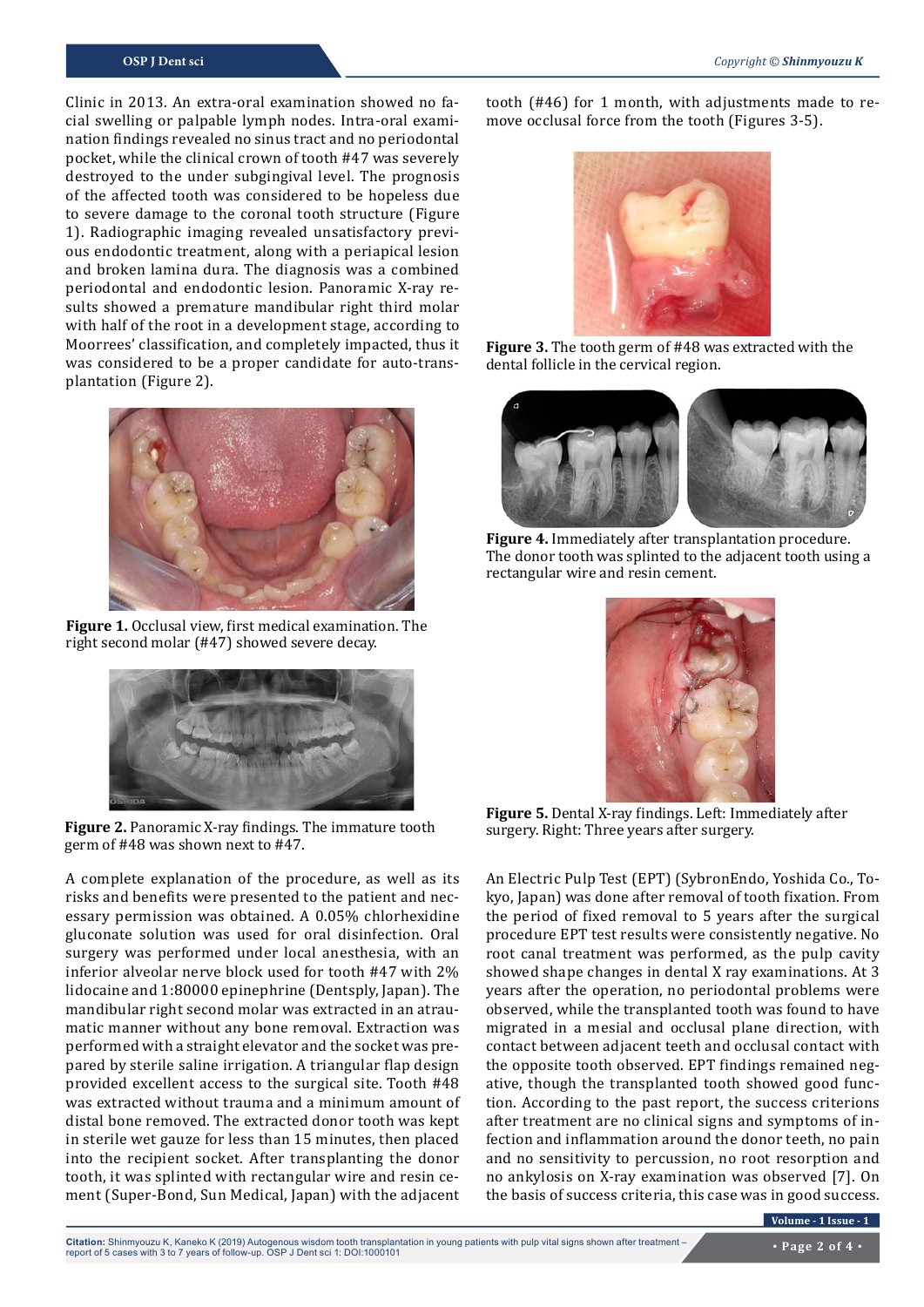Clinic in 2013. An extra-oral examination showed no facial swelling or palpable lymph nodes. Intra-oral examination findings revealed no sinus tract and no periodontal pocket, while the clinical crown of tooth #47 was severely destroyed to the under subgingival level. The prognosis of the affected tooth was considered to be hopeless due to severe damage to the coronal tooth structure (Figure 1). Radiographic imaging revealed unsatisfactory previous endodontic treatment, along with a periapical lesion and broken lamina dura. The diagnosis was a combined periodontal and endodontic lesion. Panoramic X-ray results showed a premature mandibular right third molar with half of the root in a development stage, according to Moorrees' classification, and completely impacted, thus it was considered to be a proper candidate for auto-transplantation (Figure 2).

**Figure 1.** Occlusal view, first medical examination. The right second molar (#47) showed severe decay.

**Figure 2.** Panoramic X-ray findings. The immature tooth germ of #48 was shown next to #47.

A complete explanation of the procedure, as well as its risks and benefits were presented to the patient and necessary permission was obtained. A 0.05% chlorhexidine gluconate solution was used for oral disinfection. Oral surgery was performed under local anesthesia, with an inferior alveolar nerve block used for tooth #47 with 2% lidocaine and 1:80000 epinephrine (Dentsply, Japan). The mandibular right second molar was extracted in an atraumatic manner without any bone removal. Extraction was performed with a straight elevator and the socket was prepared by sterile saline irrigation. A triangular flap design provided excellent access to the surgical site. Tooth #48 was extracted without trauma and a minimum amount of distal bone removed. The extracted donor tooth was kept in sterile wet gauze for less than 15 minutes, then placed into the recipient socket. After transplanting the donor tooth, it was splinted with rectangular wire and resin cement (Super-Bond, Sun Medical, Japan) with the adjacent tooth (#46) for 1 month, with adjustments made to remove occlusal force from the tooth (Figures 3-5).

**Figure 3.** The tooth germ of #48 was extracted with the dental follicle in the cervical region.

**Figure 4.** Immediately after transplantation procedure. The donor tooth was splinted to the adjacent tooth using a rectangular wire and resin cement.

**Figure 5.** Dental X-ray findings. Left: Immediately after surgery. Right: Three years after surgery.

An Electric Pulp Test (EPT) (SybronEndo, Yoshida Co., Tokyo, Japan) was done after removal of tooth fixation. From the period of fixed removal to 5 years after the surgical procedure EPT test results were consistently negative. No root canal treatment was performed, as the pulp cavity showed shape changes in dental X ray examinations. At 3 years after the operation, no periodontal problems were observed, while the transplanted tooth was found to have migrated in a mesial and occlusal plane direction, with contact between adjacent teeth and occlusal contact with the opposite tooth observed. EPT findings remained negative, though the transplanted tooth showed good function. According to the past report, the success criterions after treatment are no clinical signs and symptoms of infection and inflammation around the donor teeth, no pain and no sensitivity to percussion, no root resorption and no ankylosis on X-ray examination was observed [7]. On the basis of success criteria, this case was in good success.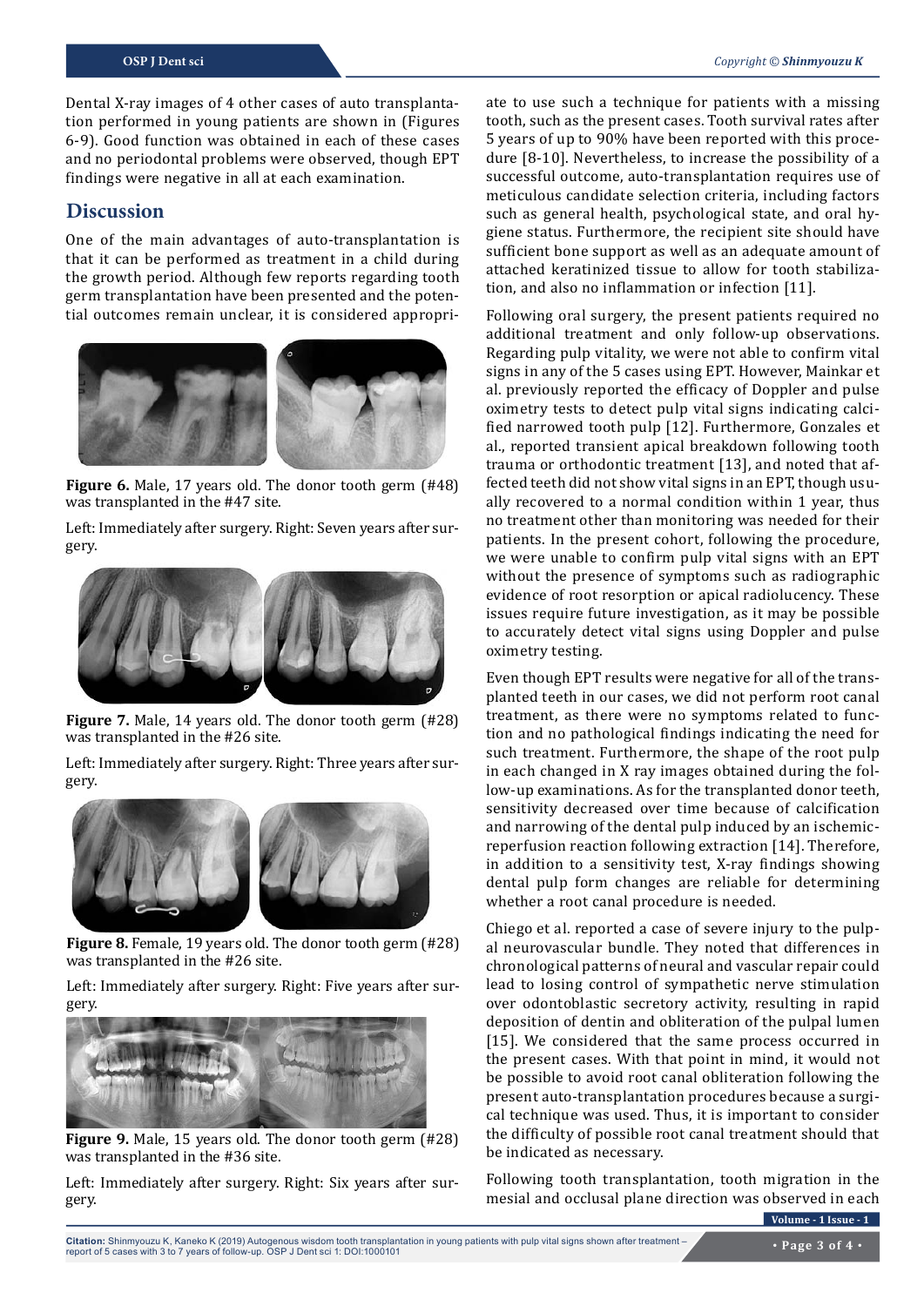Dental X-ray images of 4 other cases of auto transplantation performed in young patients are shown in (Figures 6-9). Good function was obtained in each of these cases and no periodontal problems were observed, though EPT findings were negative in all at each examination.

## Discussion

One of the main advantages of auto-transplantation is that it can be performed as treatment in a child during the growth period. Although few reports regarding tooth germ transplantation have been presented and the potential outcomes remain unclear, it is considered appropriate to use such a technique for patients with a missing tooth, such as the present cases. Tooth survival rates after 5 years of up to 90% have been reported with this procedure [8-10]. Nevertheless, to increase the possibility of a successful outcome, auto-transplantation requires use of meticulous candidate selection criteria, including factors such as general health, psychological state, and oral hygiene status. Furthermore, the recipient site should have sufficient bone support as well as an adequate amount of attached keratinized tissue to allow for tooth stabilization, and also no inflammation or infection [11].

**Figure 6.** Male, 17 years old. The donor tooth germ (#48) was transplanted in the #47 site.

Left: Immediately after surgery. Right: Seven years after surgery.

**Figure 7.** Male, 14 years old. The donor tooth germ (#28) was transplanted in the #26 site.

Left: Immediately after surgery. Right: Three years after surgery.

**Figure 8.** Female, 19 years old. The donor tooth germ (#28) was transplanted in the #26 site.

Left: Immediately after surgery. Right: Five years after surgery.

**Figure 9.** Male, 15 years old. The donor tooth germ (#28) was transplanted in the #36 site.

Left: Immediately after surgery. Right: Six years after surgery.

Following oral surgery, the present patients required no additional treatment and only follow-up observations. Regarding pulp vitality, we were not able to confirm vital signs in any of the 5 cases using EPT. However, Mainkar et al. previously reported the efficacy of Doppler and pulse oximetry tests to detect pulp vital signs indicating calcified narrowed tooth pulp [12]. Furthermore, Gonzales et al., reported transient apical breakdown following tooth trauma or orthodontic treatment [13], and noted that affected teeth did not show vital signs in an EPT, though usually recovered to a normal condition within 1 year, thus no treatment other than monitoring was needed for their patients. In the present cohort, following the procedure, we were unable to confirm pulp vital signs with an EPT without the presence of symptoms such as radiographic evidence of root resorption or apical radiolucency. These issues require future investigation, as it may be possible to accurately detect vital signs using Doppler and pulse oximetry testing.

Even though EPT results were negative for all of the transplanted teeth in our cases, we did not perform root canal treatment, as there were no symptoms related to function and no pathological findings indicating the need for such treatment. Furthermore, the shape of the root pulp in each changed in X ray images obtained during the follow-up examinations. As for the transplanted donor teeth, sensitivity decreased over time because of calcification and narrowing of the dental pulp induced by an ischemic-reperfusion reaction following extraction [14]. Therefore, in addition to a sensitivity test, X-ray findings showing dental pulp form changes are reliable for determining whether a root canal procedure is needed.

Chiego et al. reported a case of severe injury to the pulpal neurovascular bundle. They noted that differences in chronological patterns of neural and vascular repair could lead to losing control of sympathetic nerve stimulation over odontoblastic secretory activity, resulting in rapid deposition of dentin and obliteration of the pulpal lumen [15]. We considered that the same process occurred in the present cases. With that point in mind, it would not be possible to avoid root canal obliteration following the present auto-transplantation procedures because a surgical technique was used. Thus, it is important to consider the difficulty of possible root canal treatment should that be indicated as necessary.

Following tooth transplantation, tooth migration in the mesial and occlusal plane direction was observed in each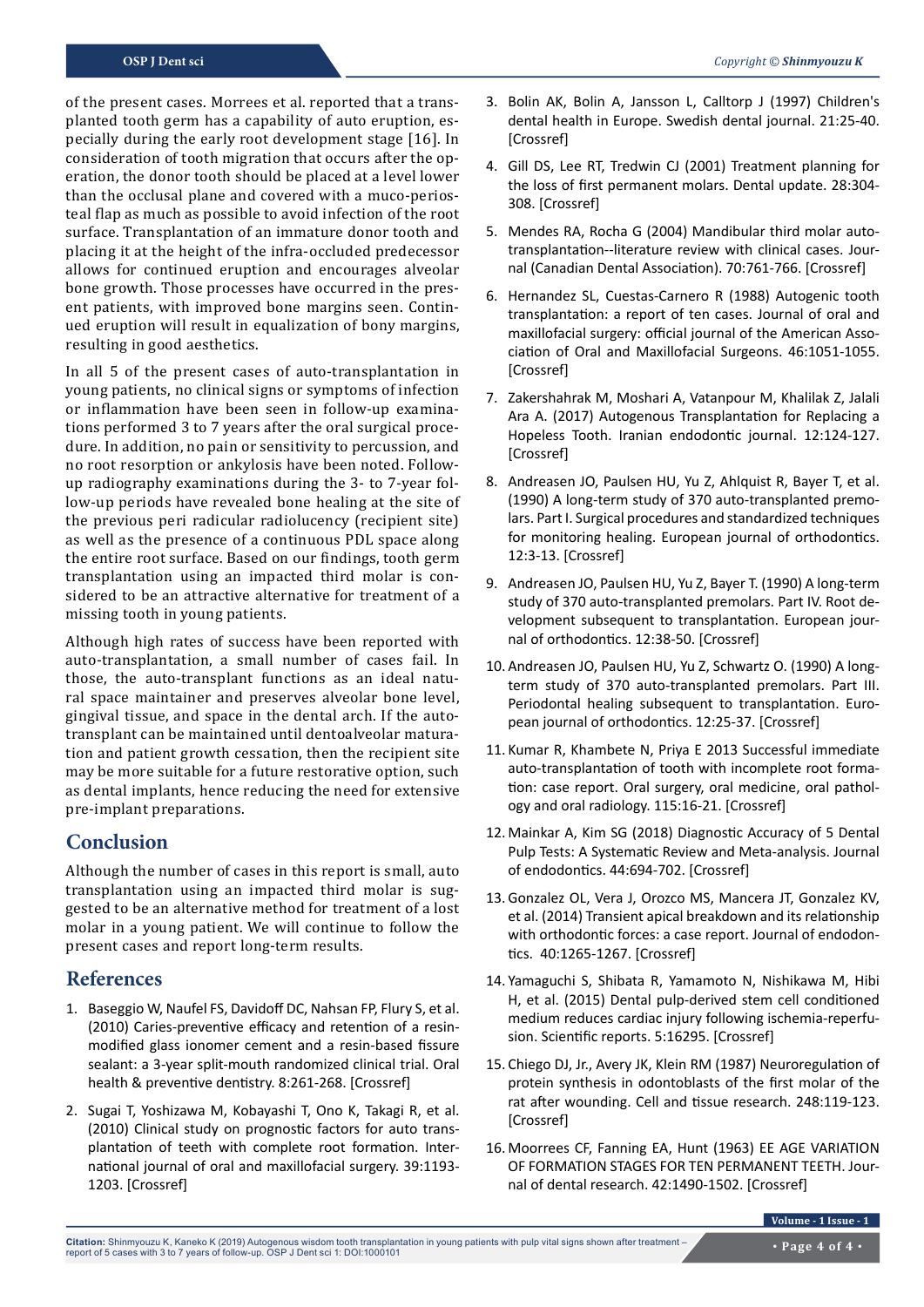of the present cases. Morrees et al. reported that a transplanted tooth germ has a capability of auto eruption, especially during the early root development stage [16]. In consideration of tooth migration that occurs after the operation, the donor tooth should be placed at a level lower than the occlusal plane and covered with a muco-periosteal flap as much as possible to avoid infection of the root surface. Transplantation of an immature donor tooth and placing it at the height of the infra-occluded predecessor allows for continued eruption and encourages alveolar bone growth. Those processes have occurred in the present patients, with improved bone margins seen. Continued eruption will result in equalization of bony margins, resulting in good aesthetics.

In all 5 of the present cases of auto-transplantation in young patients, no clinical signs or symptoms of infection or inflammation have been seen in follow-up examinations performed 3 to 7 years after the oral surgical procedure. In addition, no pain or sensitivity to percussion, and no root resorption or ankylosis have been noted. Follow-up radiography examinations during the 3- to 7-year follow-up periods have revealed bone healing at the site of the previous peri radicular radiolucency (recipient site) as well as the presence of a continuous PDL space along the entire root surface. Based on our findings, tooth germ transplantation using an impacted third molar is considered to be an attractive alternative for treatment of a missing tooth in young patients.

Although high rates of success have been reported with auto-transplantation, a small number of cases fail. In those, the auto-transplant functions as an ideal natural space maintainer and preserves alveolar bone level, gingival tissue, and space in the dental arch. If the auto-transplant can be maintained until dentoalveolar maturation and patient growth cessation, then the recipient site may be more suitable for a future restorative option, such as dental implants, hence reducing the need for extensive pre-implant preparations.

## Conclusion

Although the number of cases in this report is small, auto transplantation using an impacted third molar is suggested to be an alternative method for treatment of a lost molar in a young patient. We will continue to follow the present cases and report long-term results.

## References

1. Baseggio W, Naufel FS, Davidoff DC, Nahsan FP, Flury S, et al. (2010) Caries-preventive efficacy and retention of a resin-modified glass ionomer cement and a resin-based fissure sealant: a 3-year split-mouth randomized clinical trial. Oral health & preventive dentistry. 8:261-268. [Crossref]
2. Sugai T, Yoshizawa M, Kobayashi T, Ono K, Takagi R, et al. (2010) Clinical study on prognostic factors for auto transplantation of teeth with complete root formation. International journal of oral and maxillofacial surgery. 39:1193-1203. [Crossref]
3. Bolin AK, Bolin A, Jansson L, Calltorp J (1997) Children's dental health in Europe. Swedish dental journal. 21:25-40. [Crossref]
4. Gill DS, Lee RT, Tredwin CJ (2001) Treatment planning for the loss of first permanent molars. Dental update. 28:304-308. [Crossref]
5. Mendes RA, Rocha G (2004) Mandibular third molar autotransplantation--literature review with clinical cases. Journal (Canadian Dental Association). 70:761-766. [Crossref]
6. Hernandez SL, Cuestas-Carnero R (1988) Autogenic tooth transplantation: a report of ten cases. Journal of oral and maxillofacial surgery: official journal of the American Association of Oral and Maxillofacial Surgeons. 46:1051-1055. [Crossref]
7. Zakershahrak M, Moshari A, Vatanpour M, Khalilak Z, Jalali Ara A. (2017) Autogenous Transplantation for Replacing a Hopeless Tooth. Iranian endodontic journal. 12:124-127. [Crossref]
8. Andreasen JO, Paulsen HU, Yu Z, Ahlquist R, Bayer T, et al. (1990) A long-term study of 370 auto-transplanted premolars. Part I. Surgical procedures and standardized techniques for monitoring healing. European journal of orthodontics. 12:3-13. [Crossref]
9. Andreasen JO, Paulsen HU, Yu Z, Bayer T. (1990) A long-term study of 370 auto-transplanted premolars. Part IV. Root development subsequent to transplantation. European journal of orthodontics. 12:38-50. [Crossref]
10. Andreasen JO, Paulsen HU, Yu Z, Schwartz O. (1990) A long-term study of 370 auto-transplanted premolars. Part III. Periodontal healing subsequent to transplantation. European journal of orthodontics. 12:25-37. [Crossref]
11. Kumar R, Khambete N, Priya E 2013 Successful immediate auto-transplantation of tooth with incomplete root formation: case report. Oral surgery, oral medicine, oral pathology and oral radiology. 115:16-21. [Crossref]
12. Mainkar A, Kim SG (2018) Diagnostic Accuracy of 5 Dental Pulp Tests: A Systematic Review and Meta-analysis. Journal of endodontics. 44:694-702. [Crossref]
13. Gonzalez OL, Vera J, Orozco MS, Mancera JT, Gonzalez KV, et al. (2014) Transient apical breakdown and its relationship with orthodontic forces: a case report. Journal of endodontics. 40:1265-1267. [Crossref]
14. Yamaguchi S, Shibata R, Yamamoto N, Nishikawa M, Hibi H, et al. (2015) Dental pulp-derived stem cell conditioned medium reduces cardiac injury following ischemia-reperfusion. Scientific reports. 5:16295. [Crossref]
15. Chiego DJ, Jr., Avery JK, Klein RM (1987) Neuroregulation of protein synthesis in odontoblasts of the first molar of the rat after wounding. Cell and tissue research. 248:119-123. [Crossref]
16. Moorrees CF, Fanning EA, Hunt (1963) EE AGE VARIATION OF FORMATION STAGES FOR TEN PERMANENT TEETH. Journal of dental research. 42:1490-1502. [Crossref]